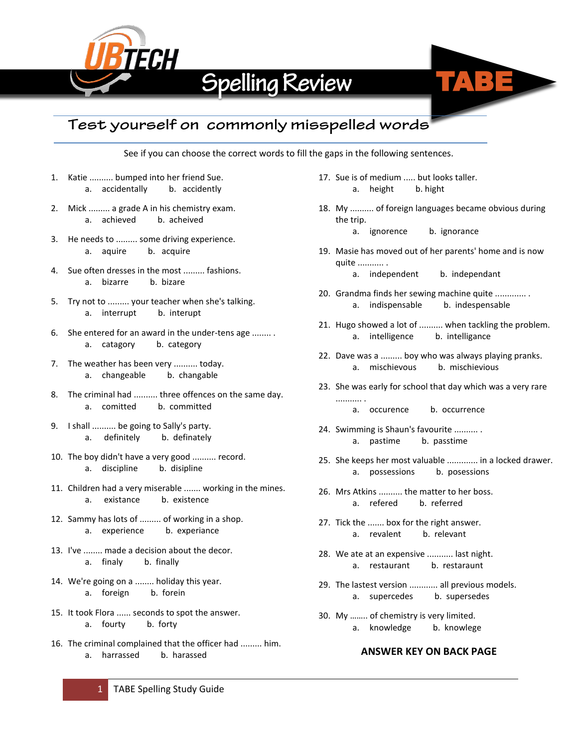# UBTECH Spelling Review TABE

## Test yourself on commonly misspelled words

See if you can choose the correct words to fill the gaps in the following sentences.

1. Katie .......... bumped into her friend Sue.
   a. accidentally  b. accidently
2. Mick ......... a grade A in his chemistry exam.
   a. achieved  b. acheived
3. He needs to ......... some driving experience.
   a. aquire  b. acquire
4. Sue often dresses in the most ......... fashions.
   a. bizarre  b. bizare
5. Try not to ......... your teacher when she's talking.
   a. interrupt  b. interupt
6. She entered for an award in the under-tens age ........ .
   a. catagory  b. category
7. The weather has been very .......... today.
   a. changeable  b. changable
8. The criminal had .......... three offences on the same day.
   a. comitted  b. committed
9. I shall .......... be going to Sally's party.
   a. definitely  b. definately
10. The boy didn't have a very good .......... record.
    a. discipline  b. disipline
11. Children had a very miserable ....... working in the mines.
    a. existance  b. existence
12. Sammy has lots of ......... of working in a shop.
    a. experience  b. experiance
13. I've ........ made a decision about the decor.
    a. finaly  b. finally
14. We're going on a ........ holiday this year.
    a. foreign  b. forein
15. It took Flora ...... seconds to spot the answer.
    a. fourty  b. forty
16. The criminal complained that the officer had ......... him.
    a. harrassed  b. harassed
17. Sue is of medium ..... but looks taller.
    a. height  b. hight
18. My .......... of foreign languages became obvious during the trip.
    a. ignorence  b. ignorance
19. Masie has moved out of her parents' home and is now quite ........... .
    a. independent  b. independant
20. Grandma finds her sewing machine quite ............. .
    a. indispensable  b. indespensable
21. Hugo showed a lot of .......... when tackling the problem.
    a. intelligence  b. intelligance
22. Dave was a ......... boy who was always playing pranks.
    a. mischievous  b. mischievious
23. She was early for school that day which was a very rare .......... .
    a. occurence  b. occurrence
24. Swimming is Shaun's favourite .......... .
    a. pastime  b. passtime
25. She keeps her most valuable ............. in a locked drawer.
    a. possessions  b. possesions
26. Mrs Atkins .......... the matter to her boss.
    a. refered  b. referred
27. Tick the ....... box for the right answer.
    a. revalent  b. relevant
28. We ate at an expensive ........... last night.
    a. restaurant  b. restaraunt
29. The lastest version ............ all previous models.
    a. supercedes  b. supersedes
30. My ........ of chemistry is very limited.
    a. knowledge  b. knowlege

**ANSWER KEY ON BACK PAGE**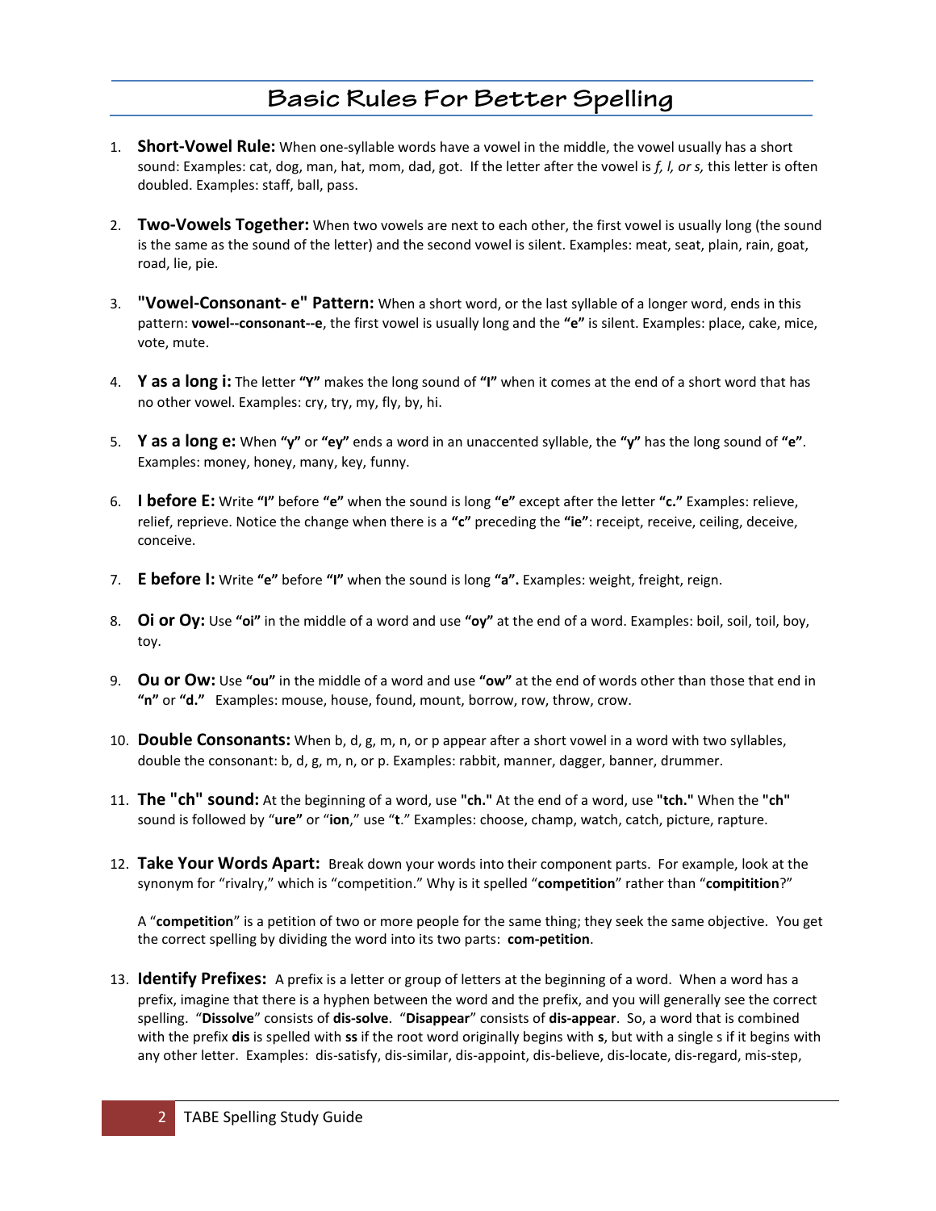# Basic Rules For Better Spelling

1. **Short-Vowel Rule:** When one-syllable words have a vowel in the middle, the vowel usually has a short sound: Examples: cat, dog, man, hat, mom, dad, got. If the letter after the vowel is *f, l, or s,* this letter is often doubled. Examples: staff, ball, pass.

2. **Two-Vowels Together:** When two vowels are next to each other, the first vowel is usually long (the sound is the same as the sound of the letter) and the second vowel is silent. Examples: meat, seat, plain, rain, goat, road, lie, pie.

3. **"Vowel-Consonant- e" Pattern:** When a short word, or the last syllable of a longer word, ends in this pattern: **vowel--consonant--e**, the first vowel is usually long and the **"e"** is silent. Examples: place, cake, mice, vote, mute.

4. **Y as a long i:** The letter **"Y"** makes the long sound of **"I"** when it comes at the end of a short word that has no other vowel. Examples: cry, try, my, fly, by, hi.

5. **Y as a long e:** When **"y"** or **"ey"** ends a word in an unaccented syllable, the **"y"** has the long sound of **"e"**. Examples: money, honey, many, key, funny.

6. **I before E:** Write **"I"** before **"e"** when the sound is long **"e"** except after the letter **"c."** Examples: relieve, relief, reprieve. Notice the change when there is a **"c"** preceding the **"ie"**: receipt, receive, ceiling, deceive, conceive.

7. **E before I:** Write **"e"** before **"I"** when the sound is long **"a".** Examples: weight, freight, reign.

8. **Oi or Oy:** Use **"oi"** in the middle of a word and use **"oy"** at the end of a word. Examples: boil, soil, toil, boy, toy.

9. **Ou or Ow:** Use **"ou"** in the middle of a word and use **"ow"** at the end of words other than those that end in **"n"** or **"d."** Examples: mouse, house, found, mount, borrow, row, throw, crow.

10. **Double Consonants:** When b, d, g, m, n, or p appear after a short vowel in a word with two syllables, double the consonant: b, d, g, m, n, or p. Examples: rabbit, manner, dagger, banner, drummer.

11. **The "ch" sound:** At the beginning of a word, use **"ch."** At the end of a word, use **"tch."** When the **"ch"** sound is followed by "**ure**" or "**ion**," use "**t**." Examples: choose, champ, watch, catch, picture, rapture.

12. **Take Your Words Apart:** Break down your words into their component parts. For example, look at the synonym for "rivalry," which is "competition." Why is it spelled "**competition**" rather than "**compitition**?"

    A "**competition**" is a petition of two or more people for the same thing; they seek the same objective. You get the correct spelling by dividing the word into its two parts: **com-petition**.

13. **Identify Prefixes:** A prefix is a letter or group of letters at the beginning of a word. When a word has a prefix, imagine that there is a hyphen between the word and the prefix, and you will generally see the correct spelling. "**Dissolve**" consists of **dis-solve**. "**Disappear**" consists of **dis-appear**. So, a word that is combined with the prefix **dis** is spelled with **ss** if the root word originally begins with **s**, but with a single s if it begins with any other letter. Examples: dis-satisfy, dis-similar, dis-appoint, dis-believe, dis-locate, dis-regard, mis-step,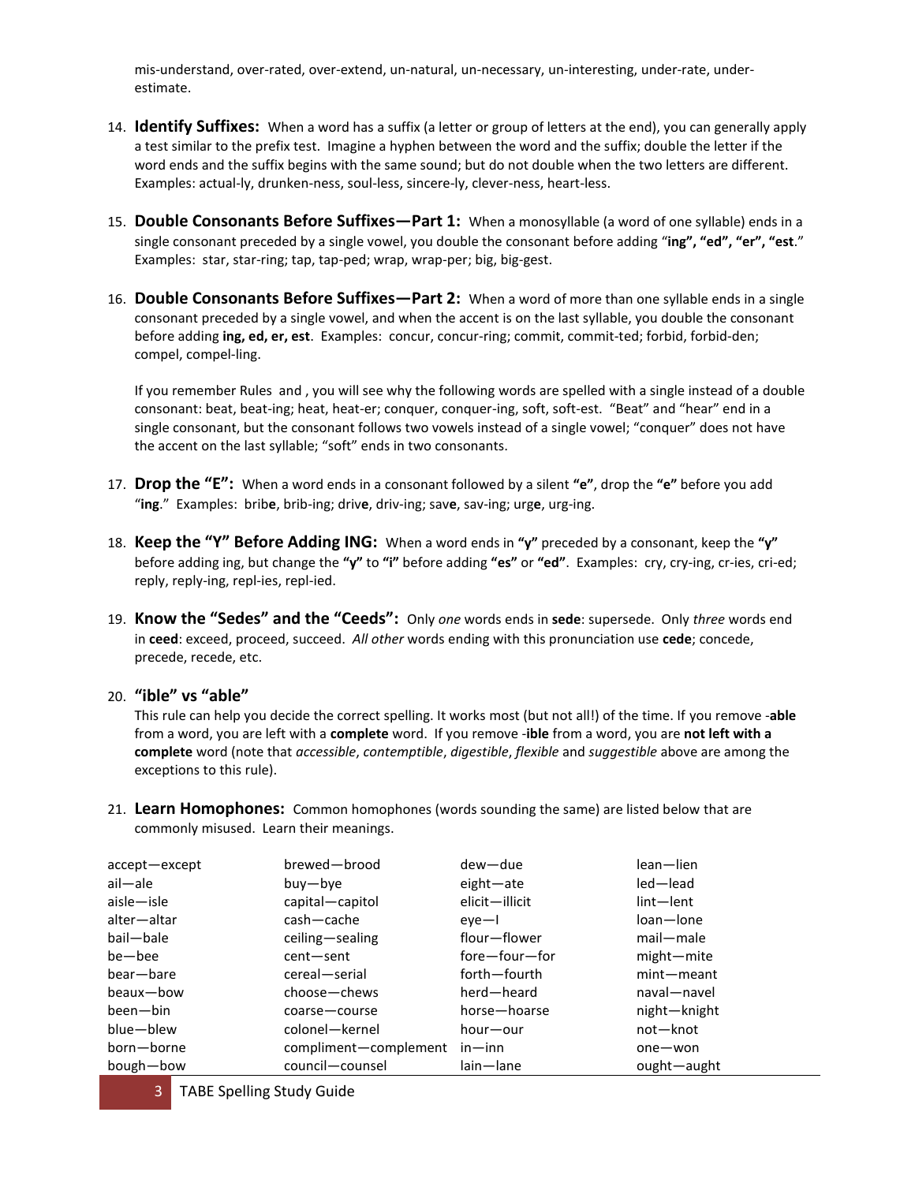mis-understand, over-rated, over-extend, un-natural, un-necessary, un-interesting, under-rate, under-estimate.

14. **Identify Suffixes:** When a word has a suffix (a letter or group of letters at the end), you can generally apply a test similar to the prefix test. Imagine a hyphen between the word and the suffix; double the letter if the word ends and the suffix begins with the same sound; but do not double when the two letters are different. Examples: actual-ly, drunken-ness, soul-less, sincere-ly, clever-ness, heart-less.

15. **Double Consonants Before Suffixes—Part 1:** When a monosyllable (a word of one syllable) ends in a single consonant preceded by a single vowel, you double the consonant before adding "**ing", "ed", "er", "est**." Examples: star, star-ring; tap, tap-ped; wrap, wrap-per; big, big-gest.

16. **Double Consonants Before Suffixes—Part 2:** When a word of more than one syllable ends in a single consonant preceded by a single vowel, and when the accent is on the last syllable, you double the consonant before adding **ing, ed, er, est**. Examples: concur, concur-ring; commit, commit-ted; forbid, forbid-den; compel, compel-ling.

    If you remember Rules and , you will see why the following words are spelled with a single instead of a double consonant: beat, beat-ing; heat, heat-er; conquer, conquer-ing, soft, soft-est. "Beat" and "hear" end in a single consonant, but the consonant follows two vowels instead of a single vowel; "conquer" does not have the accent on the last syllable; "soft" ends in two consonants.

17. **Drop the "E":** When a word ends in a consonant followed by a silent **"e"**, drop the **"e"** before you add "**ing**." Examples: brib**e**, brib-ing; driv**e**, driv-ing; sav**e**, sav-ing; urg**e**, urg-ing.

18. **Keep the "Y" Before Adding ING:** When a word ends in **"y"** preceded by a consonant, keep the **"y"** before adding ing, but change the **"y"** to **"i"** before adding **"es"** or **"ed"**. Examples: cry, cry-ing, cr-ies, cri-ed; reply, reply-ing, repl-ies, repl-ied.

19. **Know the "Sedes" and the "Ceeds":** Only *one* words ends in **sede**: supersede. Only *three* words end in **ceed**: exceed, proceed, succeed. *All other* words ending with this pronunciation use **cede**; concede, precede, recede, etc.

20. **"ible" vs "able"**

    This rule can help you decide the correct spelling. It works most (but not all!) of the time. If you remove -**able** from a word, you are left with a **complete** word. If you remove -**ible** from a word, you are **not left with a complete** word (note that *accessible*, *contemptible*, *digestible*, *flexible* and *suggestible* above are among the exceptions to this rule).

21. **Learn Homophones:** Common homophones (words sounding the same) are listed below that are commonly misused. Learn their meanings.

| | | | |
|---|---|---|---|
| accept—except | brewed—brood | dew—due | lean—lien |
| ail—ale | buy—bye | eight—ate | led—lead |
| aisle—isle | capital—capitol | elicit—illicit | lint—lent |
| alter—altar | cash—cache | eye—I | loan—lone |
| bail—bale | ceiling—sealing | flour—flower | mail—male |
| be—bee | cent—sent | fore—four—for | might—mite |
| bear—bare | cereal—serial | forth—fourth | mint—meant |
| beaux—bow | choose—chews | herd—heard | naval—navel |
| been—bin | coarse—course | horse—hoarse | night—knight |
| blue—blew | colonel—kernel | hour—our | not—knot |
| born—borne | compliment—complement | in—inn | one—won |
| bough—bow | council—counsel | lain—lane | ought—aught |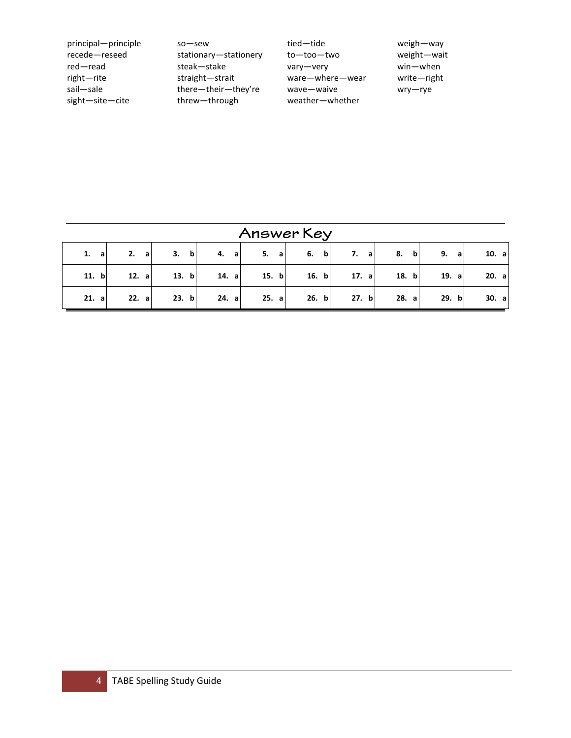principal—principle
recede—reseed
red—read
right—rite
sail—sale
sight—site—cite

so—sew
stationary—stationery
steak—stake
straight—strait
there—their—they're
threw—through

tied—tide
to—too—two
vary—very
ware—where—wear
wave—waive
weather—whether

weigh—way
weight—wait
win—when
write—right
wry—rye

## Answer Key

| | | | | | | | | | |
|---|---|---|---|---|---|---|---|---|---|
| **1. a** | **2. a** | **3. b** | **4. a** | **5. a** | **6. b** | **7. a** | **8. b** | **9. a** | **10. a** |
| **11. b** | **12. a** | **13. b** | **14. a** | **15. b** | **16. b** | **17. a** | **18. b** | **19. a** | **20. a** |
| **21. a** | **22. a** | **23. b** | **24. a** | **25. a** | **26. b** | **27. b** | **28. a** | **29. b** | **30. a** |